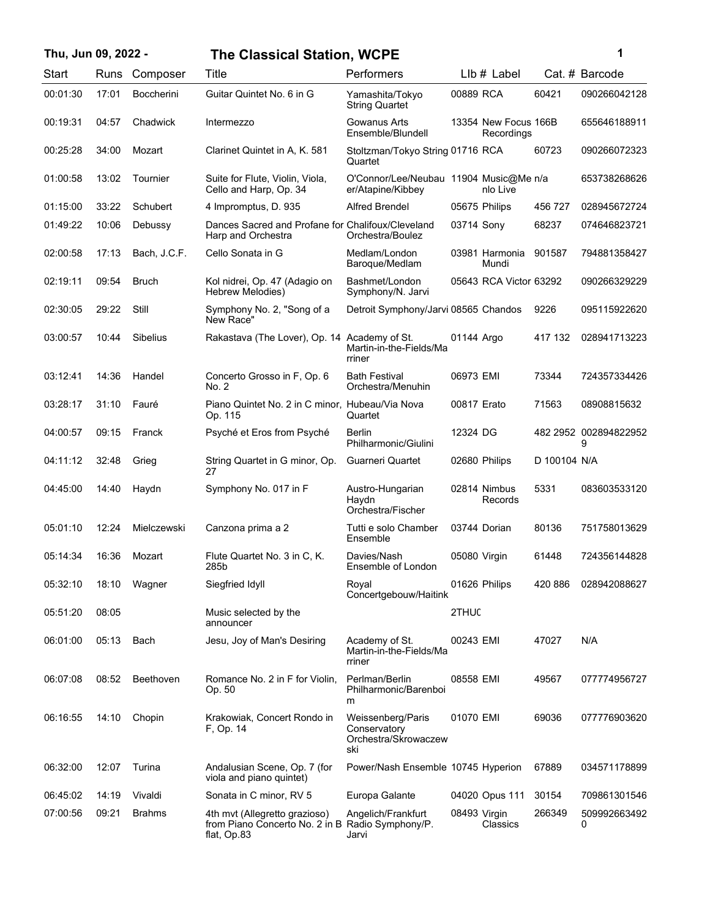# The Classical Station, WCPE

**Thu, Jun 09, 2022 -**

| Start | Runs | Composer | Title | Performers | LIb # | Label | Cat. # | Barcode |
|---|---|---|---|---|---|---|---|---|
| 00:01:30 | 17:01 | Boccherini | Guitar Quintet No. 6 in G | Yamashita/Tokyo String Quartet | 00889 | RCA | 60421 | 090266042128 |
| 00:19:31 | 04:57 | Chadwick | Intermezzo | Gowanus Arts Ensemble/Blundell | 13354 | New Focus Recordings | 166B | 655646188911 |
| 00:25:28 | 34:00 | Mozart | Clarinet Quintet in A, K. 581 | Stoltzman/Tokyo String Quartet | 01716 | RCA | 60723 | 090266072323 |
| 01:00:58 | 13:02 | Tournier | Suite for Flute, Violin, Viola, Cello and Harp, Op. 34 | O'Connor/Lee/Neubauer/Atapine/Kibbey | 11904 | Music@Menlo Live | n/a | 653738268626 |
| 01:15:00 | 33:22 | Schubert | 4 Impromptus, D. 935 | Alfred Brendel | 05675 | Philips | 456 727 | 028945672724 |
| 01:49:22 | 10:06 | Debussy | Dances Sacred and Profane for Harp and Orchestra | Chalifoux/Cleveland Orchestra/Boulez | 03714 | Sony | 68237 | 074646823721 |
| 02:00:58 | 17:13 | Bach, J.C.F. | Cello Sonata in G | Medlam/London Baroque/Medlam | 03981 | Harmonia Mundi | 901587 | 794881358427 |
| 02:19:11 | 09:54 | Bruch | Kol nidrei, Op. 47 (Adagio on Hebrew Melodies) | Bashmet/London Symphony/N. Jarvi | 05643 | RCA Victor | 63292 | 090266329229 |
| 02:30:05 | 29:22 | Still | Symphony No. 2, "Song of a New Race" | Detroit Symphony/Jarvi | 08565 | Chandos | 9226 | 095115922620 |
| 03:00:57 | 10:44 | Sibelius | Rakastava (The Lover), Op. 14 | Academy of St. Martin-in-the-Fields/Marriner | 01144 | Argo | 417 132 | 028941713223 |
| 03:12:41 | 14:36 | Handel | Concerto Grosso in F, Op. 6 No. 2 | Bath Festival Orchestra/Menuhin | 06973 | EMI | 73344 | 724357334426 |
| 03:28:17 | 31:10 | Fauré | Piano Quintet No. 2 in C minor, Op. 115 | Hubeau/Via Nova Quartet | 00817 | Erato | 71563 | 08908815632 |
| 04:00:57 | 09:15 | Franck | Psyché et Eros from Psyché | Berlin Philharmonic/Giulini | 12324 | DG | 482 2952 | 0028948229529 |
| 04:11:12 | 32:48 | Grieg | String Quartet in G minor, Op. 27 | Guarneri Quartet | 02680 | Philips | D 100104 | N/A |
| 04:45:00 | 14:40 | Haydn | Symphony No. 017 in F | Austro-Hungarian Haydn Orchestra/Fischer | 02814 | Nimbus Records | 5331 | 083603533120 |
| 05:01:10 | 12:24 | Mielczewski | Canzona prima a 2 | Tutti e solo Chamber Ensemble | 03744 | Dorian | 80136 | 751758013629 |
| 05:14:34 | 16:36 | Mozart | Flute Quartet No. 3 in C, K. 285b | Davies/Nash Ensemble of London | 05080 | Virgin | 61448 | 724356144828 |
| 05:32:10 | 18:10 | Wagner | Siegfried Idyll | Royal Concertgebouw/Haitink | 01626 | Philips | 420 886 | 028942088627 |
| 05:51:20 | 08:05 | | Music selected by the announcer | | 2THUC | | | |
| 06:01:00 | 05:13 | Bach | Jesu, Joy of Man's Desiring | Academy of St. Martin-in-the-Fields/Marriner | 00243 | EMI | 47027 | N/A |
| 06:07:08 | 08:52 | Beethoven | Romance No. 2 in F for Violin, Op. 50 | Perlman/Berlin Philharmonic/Barenboim | 08558 | EMI | 49567 | 077774956727 |
| 06:16:55 | 14:10 | Chopin | Krakowiak, Concert Rondo in F, Op. 14 | Weissenberg/Paris Conservatory Orchestra/Skrowaczewski | 01070 | EMI | 69036 | 077776903620 |
| 06:32:00 | 12:07 | Turina | Andalusian Scene, Op. 7 (for viola and piano quintet) | Power/Nash Ensemble | 10745 | Hyperion | 67889 | 034571178899 |
| 06:45:02 | 14:19 | Vivaldi | Sonata in C minor, RV 5 | Europa Galante | 04020 | Opus 111 | 30154 | 709861301546 |
| 07:00:56 | 09:21 | Brahms | 4th mvt (Allegretto grazioso) from Piano Concerto No. 2 in B flat, Op.83 | Angelich/Frankfurt Radio Symphony/P. Jarvi | 08493 | Virgin Classics | 266349 | 5099926634920 |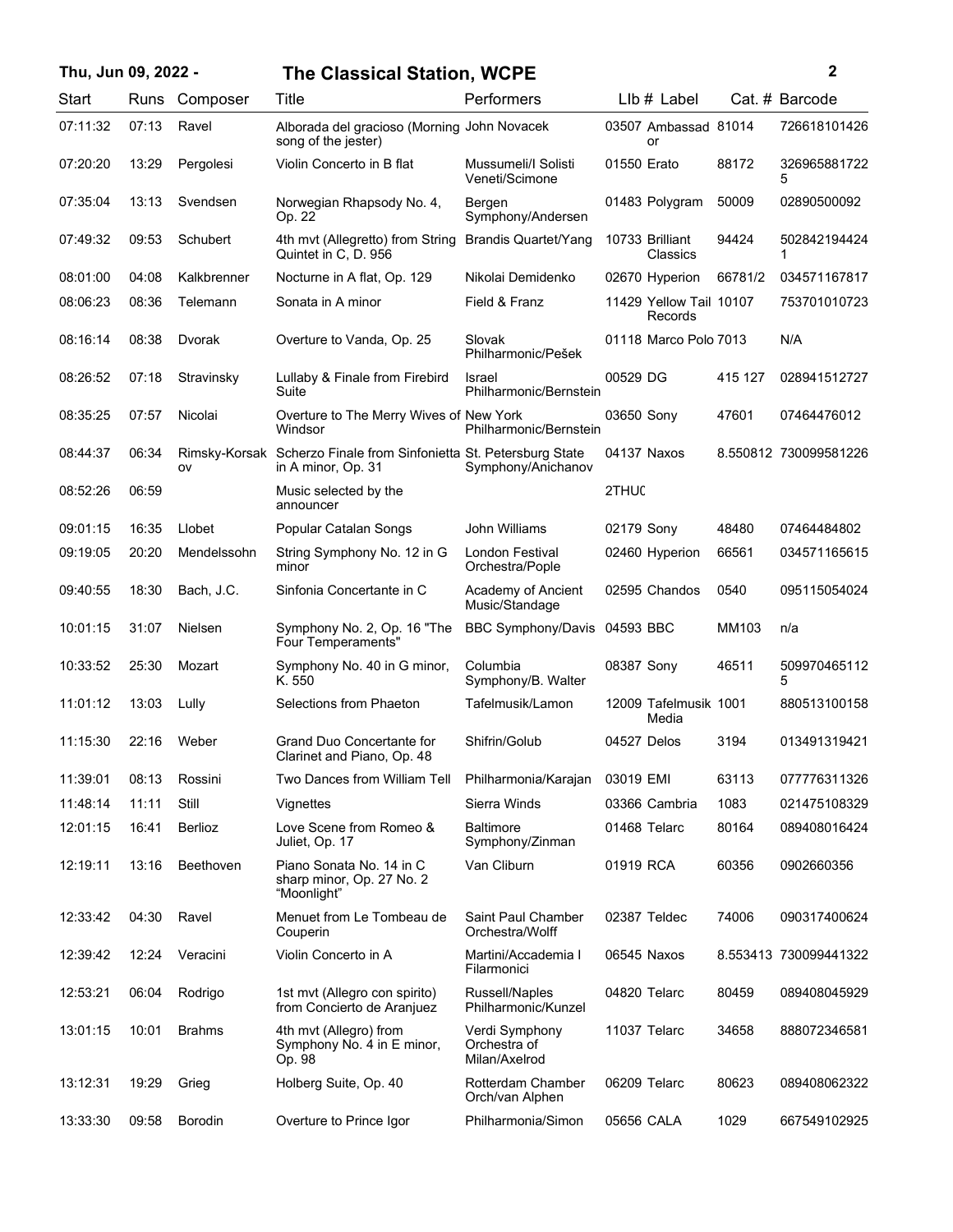| Start | Runs | Composer | Title | Performers | LIb # | Label | Cat. # | Barcode |
|---|---|---|---|---|---|---|---|---|
| 07:11:32 | 07:13 | Ravel | Alborada del gracioso (Morning song of the jester) | John Novacek | 03507 | Ambassador | 81014 | 726618101426 |
| 07:20:20 | 13:29 | Pergolesi | Violin Concerto in B flat | Mussumeli/I Solisti Veneti/Scimone | 01550 | Erato | 88172 | 3269658817225 |
| 07:35:04 | 13:13 | Svendsen | Norwegian Rhapsody No. 4, Op. 22 | Bergen Symphony/Andersen | 01483 | Polygram | 50009 | 02890500092 |
| 07:49:32 | 09:53 | Schubert | 4th mvt (Allegretto) from String Quintet in C, D. 956 | Brandis Quartet/Yang | 10733 | Brilliant Classics | 94424 | 5028421944241 |
| 08:01:00 | 04:08 | Kalkbrenner | Nocturne in A flat, Op. 129 | Nikolai Demidenko | 02670 | Hyperion | 66781/2 | 034571167817 |
| 08:06:23 | 08:36 | Telemann | Sonata in A minor | Field & Franz | 11429 | Yellow Tail Records | 10107 | 753701010723 |
| 08:16:14 | 08:38 | Dvorak | Overture to Vanda, Op. 25 | Slovak Philharmonic/Pešek | 01118 | Marco Polo | 7013 | N/A |
| 08:26:52 | 07:18 | Stravinsky | Lullaby & Finale from Firebird Suite | Israel Philharmonic/Bernstein | 00529 | DG | 415 127 | 028941512727 |
| 08:35:25 | 07:57 | Nicolai | Overture to The Merry Wives of Windsor | New York Philharmonic/Bernstein | 03650 | Sony | 47601 | 07464476012 |
| 08:44:37 | 06:34 | Rimsky-Korsakov | Scherzo Finale from Sinfonietta in A minor, Op. 31 | St. Petersburg State Symphony/Anichanov | 04137 | Naxos | 8.550812 | 730099581226 |
| 08:52:26 | 06:59 | | Music selected by the announcer | | 2THUC | | | |
| 09:01:15 | 16:35 | Llobet | Popular Catalan Songs | John Williams | 02179 | Sony | 48480 | 07464484802 |
| 09:19:05 | 20:20 | Mendelssohn | String Symphony No. 12 in G minor | London Festival Orchestra/Pople | 02460 | Hyperion | 66561 | 034571165615 |
| 09:40:55 | 18:30 | Bach, J.C. | Sinfonia Concertante in C | Academy of Ancient Music/Standage | 02595 | Chandos | 0540 | 095115054024 |
| 10:01:15 | 31:07 | Nielsen | Symphony No. 2, Op. 16 "The Four Temperaments" | BBC Symphony/Davis | 04593 | BBC | MM103 | n/a |
| 10:33:52 | 25:30 | Mozart | Symphony No. 40 in G minor, K. 550 | Columbia Symphony/B. Walter | 08387 | Sony | 46511 | 5099704651125 |
| 11:01:12 | 13:03 | Lully | Selections from Phaeton | Tafelmusik/Lamon | 12009 | Tafelmusik Media | 1001 | 880513100158 |
| 11:15:30 | 22:16 | Weber | Grand Duo Concertante for Clarinet and Piano, Op. 48 | Shifrin/Golub | 04527 | Delos | 3194 | 013491319421 |
| 11:39:01 | 08:13 | Rossini | Two Dances from William Tell | Philharmonia/Karajan | 03019 | EMI | 63113 | 077776311326 |
| 11:48:14 | 11:11 | Still | Vignettes | Sierra Winds | 03366 | Cambria | 1083 | 021475108329 |
| 12:01:15 | 16:41 | Berlioz | Love Scene from Romeo & Juliet, Op. 17 | Baltimore Symphony/Zinman | 01468 | Telarc | 80164 | 089408016424 |
| 12:19:11 | 13:16 | Beethoven | Piano Sonata No. 14 in C sharp minor, Op. 27 No. 2 "Moonlight" | Van Cliburn | 01919 | RCA | 60356 | 0902660356 |
| 12:33:42 | 04:30 | Ravel | Menuet from Le Tombeau de Couperin | Saint Paul Chamber Orchestra/Wolff | 02387 | Teldec | 74006 | 090317400624 |
| 12:39:42 | 12:24 | Veracini | Violin Concerto in A | Martini/Accademia I Filarmonici | 06545 | Naxos | 8.553413 | 730099441322 |
| 12:53:21 | 06:04 | Rodrigo | 1st mvt (Allegro con spirito) from Concierto de Aranjuez | Russell/Naples Philharmonic/Kunzel | 04820 | Telarc | 80459 | 089408045929 |
| 13:01:15 | 10:01 | Brahms | 4th mvt (Allegro) from Symphony No. 4 in E minor, Op. 98 | Verdi Symphony Orchestra of Milan/Axelrod | 11037 | Telarc | 34658 | 888072346581 |
| 13:12:31 | 19:29 | Grieg | Holberg Suite, Op. 40 | Rotterdam Chamber Orch/van Alphen | 06209 | Telarc | 80623 | 089408062322 |
| 13:33:30 | 09:58 | Borodin | Overture to Prince Igor | Philharmonia/Simon | 05656 | CALA | 1029 | 667549102925 |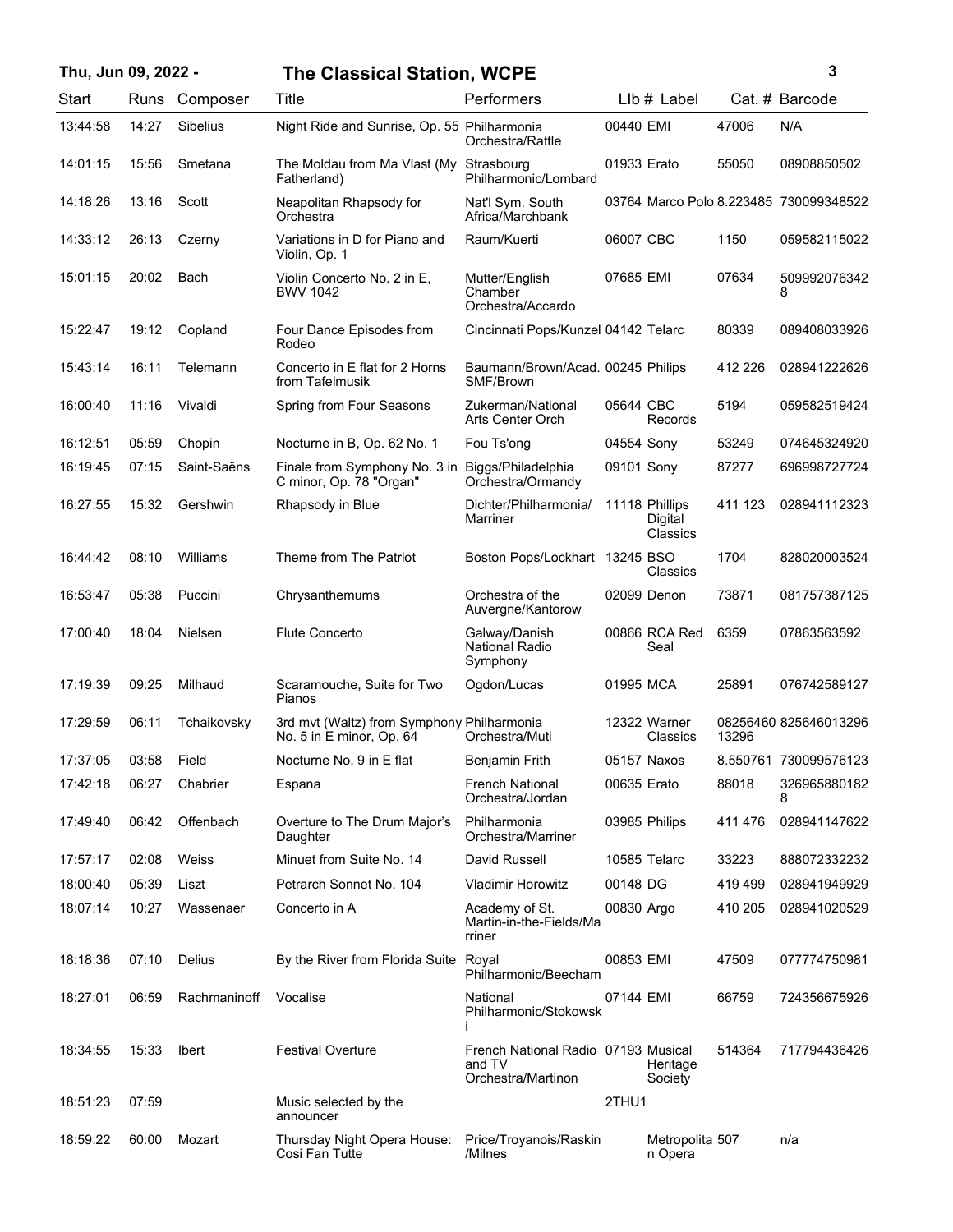**Thu, Jun 09, 2022 -** **The Classical Station, WCPE**

| Start | Runs | Composer | Title | Performers | LIb # | Label | Cat. # | Barcode |
|---|---|---|---|---|---|---|---|---|
| 13:44:58 | 14:27 | Sibelius | Night Ride and Sunrise, Op. 55 | Philharmonia Orchestra/Rattle | 00440 | EMI | 47006 | N/A |
| 14:01:15 | 15:56 | Smetana | The Moldau from Ma Vlast (My Fatherland) | Strasbourg Philharmonic/Lombard | 01933 | Erato | 55050 | 08908850502 |
| 14:18:26 | 13:16 | Scott | Neapolitan Rhapsody for Orchestra | Nat'l Sym. South Africa/Marchbank | 03764 | Marco Polo | 8.223485 | 730099348522 |
| 14:33:12 | 26:13 | Czerny | Variations in D for Piano and Violin, Op. 1 | Raum/Kuerti | 06007 | CBC | 1150 | 059582115022 |
| 15:01:15 | 20:02 | Bach | Violin Concerto No. 2 in E, BWV 1042 | Mutter/English Chamber Orchestra/Accardo | 07685 | EMI | 07634 | 5099920763428 |
| 15:22:47 | 19:12 | Copland | Four Dance Episodes from Rodeo | Cincinnati Pops/Kunzel | 04142 | Telarc | 80339 | 089408033926 |
| 15:43:14 | 16:11 | Telemann | Concerto in E flat for 2 Horns from Tafelmusik | Baumann/Brown/Acad. SMF/Brown | 00245 | Philips | 412 226 | 028941222626 |
| 16:00:40 | 11:16 | Vivaldi | Spring from Four Seasons | Zukerman/National Arts Center Orch | 05644 | CBC Records | 5194 | 059582519424 |
| 16:12:51 | 05:59 | Chopin | Nocturne in B, Op. 62 No. 1 | Fou Ts'ong | 04554 | Sony | 53249 | 074645324920 |
| 16:19:45 | 07:15 | Saint-Saëns | Finale from Symphony No. 3 in C minor, Op. 78 "Organ" | Biggs/Philadelphia Orchestra/Ormandy | 09101 | Sony | 87277 | 696998727724 |
| 16:27:55 | 15:32 | Gershwin | Rhapsody in Blue | Dichter/Philharmonia/Marriner | 11118 | Phillips Digital Classics | 411 123 | 028941112323 |
| 16:44:42 | 08:10 | Williams | Theme from The Patriot | Boston Pops/Lockhart | 13245 | BSO Classics | 1704 | 828020003524 |
| 16:53:47 | 05:38 | Puccini | Chrysanthemums | Orchestra of the Auvergne/Kantorow | 02099 | Denon | 73871 | 081757387125 |
| 17:00:40 | 18:04 | Nielsen | Flute Concerto | Galway/Danish National Radio Symphony | 00866 | RCA Red Seal | 6359 | 07863563592 |
| 17:19:39 | 09:25 | Milhaud | Scaramouche, Suite for Two Pianos | Ogdon/Lucas | 01995 | MCA | 25891 | 076742589127 |
| 17:29:59 | 06:11 | Tchaikovsky | 3rd mvt (Waltz) from Symphony No. 5 in E minor, Op. 64 | Philharmonia Orchestra/Muti | 12322 | Warner Classics | 0825646013296 | 825646013296 |
| 17:37:05 | 03:58 | Field | Nocturne No. 9 in E flat | Benjamin Frith | 05157 | Naxos | 8.550761 | 730099576123 |
| 17:42:18 | 06:27 | Chabrier | Espana | French National Orchestra/Jordan | 00635 | Erato | 88018 | 3269658801828 |
| 17:49:40 | 06:42 | Offenbach | Overture to The Drum Major's Daughter | Philharmonia Orchestra/Marriner | 03985 | Philips | 411 476 | 028941147622 |
| 17:57:17 | 02:08 | Weiss | Minuet from Suite No. 14 | David Russell | 10585 | Telarc | 33223 | 888072332232 |
| 18:00:40 | 05:39 | Liszt | Petrarch Sonnet No. 104 | Vladimir Horowitz | 00148 | DG | 419 499 | 028941949929 |
| 18:07:14 | 10:27 | Wassenaer | Concerto in A | Academy of St. Martin-in-the-Fields/Marriner | 00830 | Argo | 410 205 | 028941020529 |
| 18:18:36 | 07:10 | Delius | By the River from Florida Suite | Royal Philharmonic/Beecham | 00853 | EMI | 47509 | 077774750981 |
| 18:27:01 | 06:59 | Rachmaninoff | Vocalise | National Philharmonic/Stokowski | 07144 | EMI | 66759 | 724356675926 |
| 18:34:55 | 15:33 | Ibert | Festival Overture | French National Radio and TV Orchestra/Martinon | 07193 | Musical Heritage Society | 514364 | 717794436426 |
| 18:51:23 | 07:59 | | Music selected by the announcer | | 2THU1 | | | |
| 18:59:22 | 60:00 | Mozart | Thursday Night Opera House: Cosi Fan Tutte | Price/Troyanois/Raskin/Milnes | | Metropolitan Opera | 507 | n/a |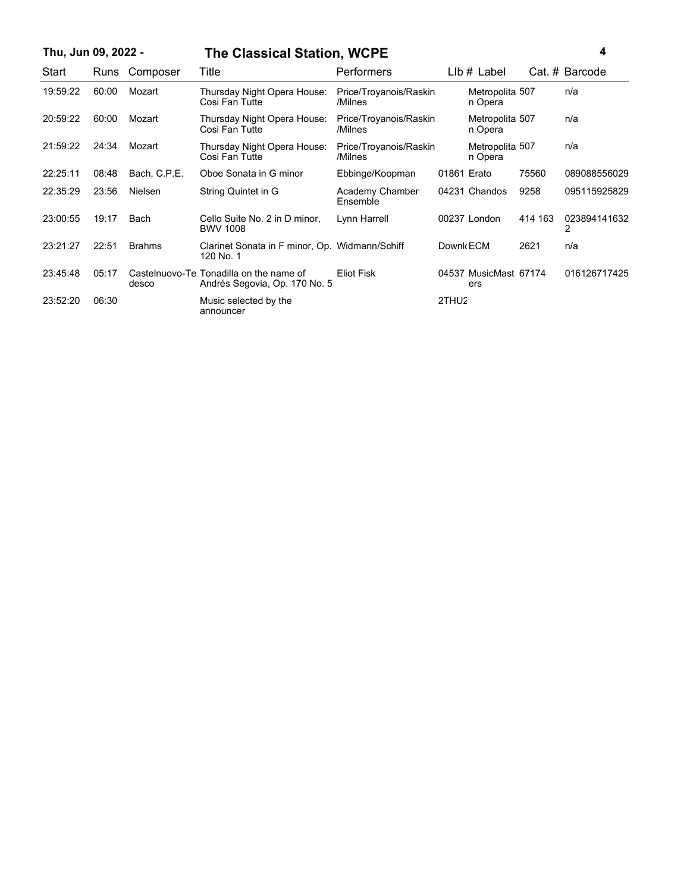**Thu, Jun 09, 2022 -** **The Classical Station, WCPE**

| Start | Runs | Composer | Title | Performers | LIb # | Label | Cat. # | Barcode |
|---|---|---|---|---|---|---|---|---|
| 19:59:22 | 60:00 | Mozart | Thursday Night Opera House: Cosi Fan Tutte | Price/Troyanois/Raskin /Milnes | | Metropolitan Opera | 507 | n/a |
| 20:59:22 | 60:00 | Mozart | Thursday Night Opera House: Cosi Fan Tutte | Price/Troyanois/Raskin /Milnes | | Metropolitan Opera | 507 | n/a |
| 21:59:22 | 24:34 | Mozart | Thursday Night Opera House: Cosi Fan Tutte | Price/Troyanois/Raskin /Milnes | | Metropolitan Opera | 507 | n/a |
| 22:25:11 | 08:48 | Bach, C.P.E. | Oboe Sonata in G minor | Ebbinge/Koopman | 01861 | Erato | 75560 | 089088556029 |
| 22:35:29 | 23:56 | Nielsen | String Quintet in G | Academy Chamber Ensemble | 04231 | Chandos | 9258 | 095115925829 |
| 23:00:55 | 19:17 | Bach | Cello Suite No. 2 in D minor, BWV 1008 | Lynn Harrell | 00237 | London | 414 163 | 0238941416322 |
| 23:21:27 | 22:51 | Brahms | Clarinet Sonata in F minor, Op. 120 No. 1 | Widmann/Schiff | Downl | ECM | 2621 | n/a |
| 23:45:48 | 05:17 | Castelnuovo-Tedesco | Tonadilla on the name of Andrés Segovia, Op. 170 No. 5 | Eliot Fisk | 04537 | MusicMasters | 67174 | 016126717425 |
| 23:52:20 | 06:30 | | Music selected by the announcer | | 2THU2 | | | |